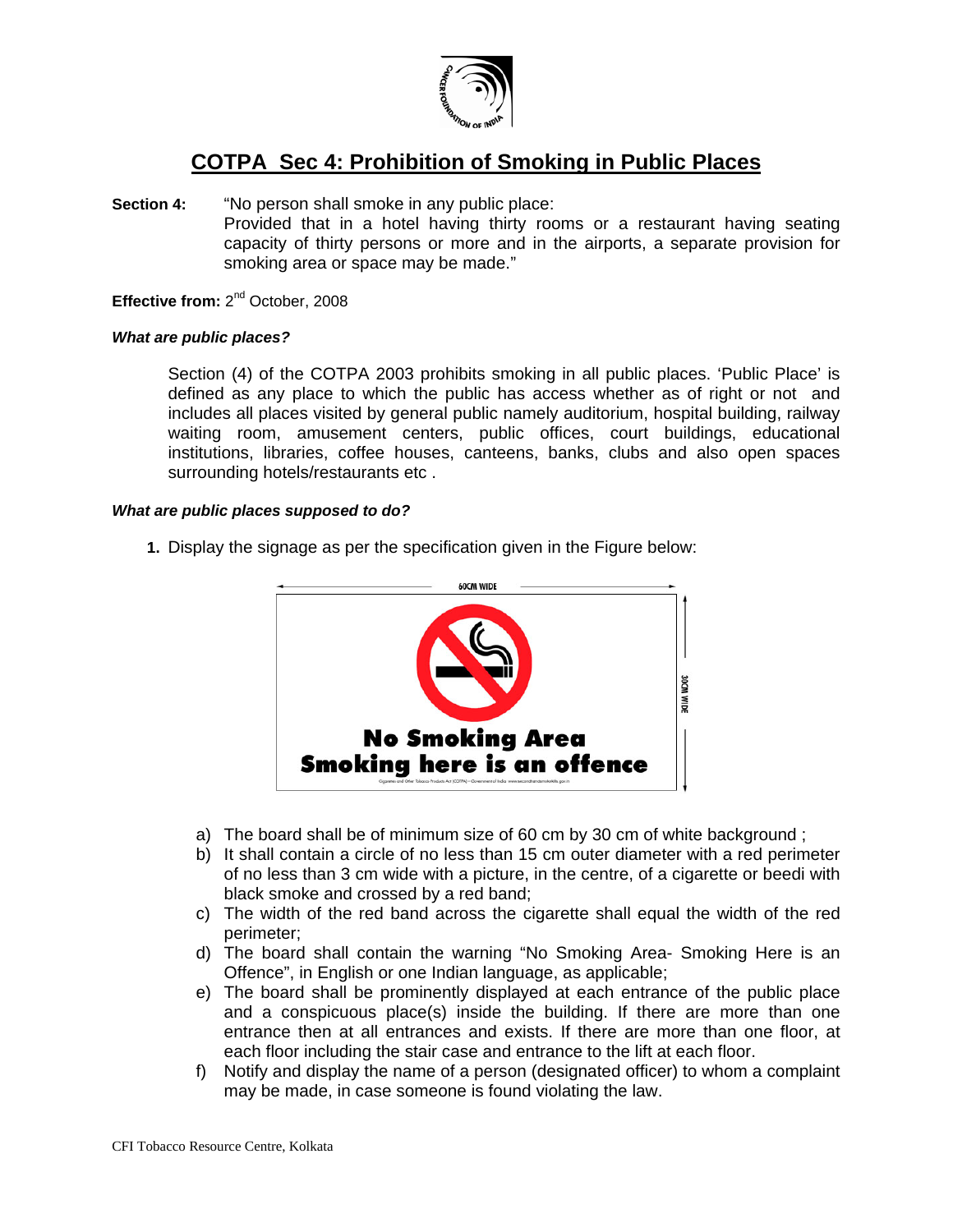# COTPA Sec 4: Prohibition of Smoking in Public Places

**Section 4:** "No person shall smoke in any public place:
Provided that in a hotel having thirty rooms or a restaurant having seating capacity of thirty persons or more and in the airports, a separate provision for smoking area or space may be made."

**Effective from:** 2nd October, 2008

***What are public places?***

Section (4) of the COTPA 2003 prohibits smoking in all public places. 'Public Place' is defined as any place to which the public has access whether as of right or not and includes all places visited by general public namely auditorium, hospital building, railway waiting room, amusement centers, public offices, court buildings, educational institutions, libraries, coffee houses, canteens, banks, clubs and also open spaces surrounding hotels/restaurants etc .

***What are public places supposed to do?***

1. Display the signage as per the specification given in the Figure below:

60CM WIDE

30CM WIDE

**No Smoking Area**
**Smoking here is an offence**

a) The board shall be of minimum size of 60 cm by 30 cm of white background ;
b) It shall contain a circle of no less than 15 cm outer diameter with a red perimeter of no less than 3 cm wide with a picture, in the centre, of a cigarette or beedi with black smoke and crossed by a red band;
c) The width of the red band across the cigarette shall equal the width of the red perimeter;
d) The board shall contain the warning "No Smoking Area- Smoking Here is an Offence", in English or one Indian language, as applicable;
e) The board shall be prominently displayed at each entrance of the public place and a conspicuous place(s) inside the building. If there are more than one entrance then at all entrances and exists. If there are more than one floor, at each floor including the stair case and entrance to the lift at each floor.
f) Notify and display the name of a person (designated officer) to whom a complaint may be made, in case someone is found violating the law.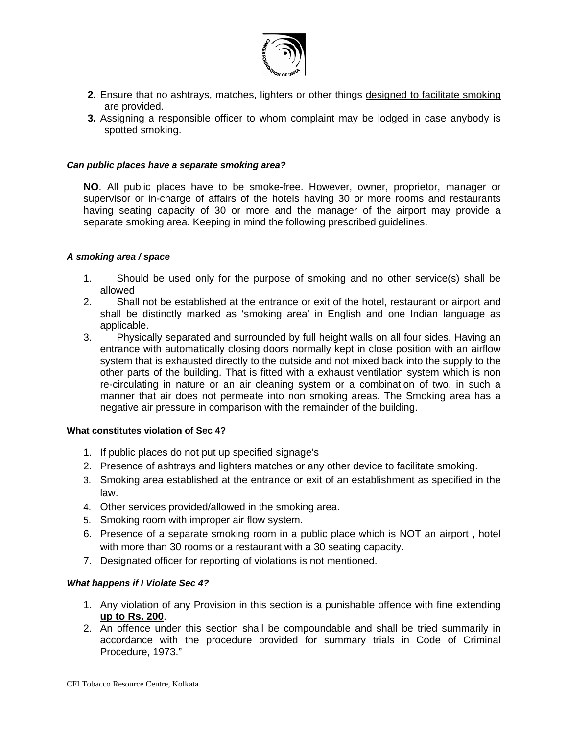2. Ensure that no ashtrays, matches, lighters or other things <u>designed to facilitate smoking</u> are provided.
3. Assigning a responsible officer to whom complaint may be lodged in case anybody is spotted smoking.

***Can public places have a separate smoking area?***

**NO**. All public places have to be smoke-free. However, owner, proprietor, manager or supervisor or in-charge of affairs of the hotels having 30 or more rooms and restaurants having seating capacity of 30 or more and the manager of the airport may provide a separate smoking area. Keeping in mind the following prescribed guidelines.

***A smoking area / space***

1. Should be used only for the purpose of smoking and no other service(s) shall be allowed
2. Shall not be established at the entrance or exit of the hotel, restaurant or airport and shall be distinctly marked as 'smoking area' in English and one Indian language as applicable.
3. Physically separated and surrounded by full height walls on all four sides. Having an entrance with automatically closing doors normally kept in close position with an airflow system that is exhausted directly to the outside and not mixed back into the supply to the other parts of the building. That is fitted with a exhaust ventilation system which is non re-circulating in nature or an air cleaning system or a combination of two, in such a manner that air does not permeate into non smoking areas. The Smoking area has a negative air pressure in comparison with the remainder of the building.

**What constitutes violation of Sec 4?**

1. If public places do not put up specified signage's
2. Presence of ashtrays and lighters matches or any other device to facilitate smoking.
3. Smoking area established at the entrance or exit of an establishment as specified in the law.
4. Other services provided/allowed in the smoking area.
5. Smoking room with improper air flow system.
6. Presence of a separate smoking room in a public place which is NOT an airport , hotel with more than 30 rooms or a restaurant with a 30 seating capacity.
7. Designated officer for reporting of violations is not mentioned.

***What happens if I Violate Sec 4?***

1. Any violation of any Provision in this section is a punishable offence with fine extending **<u>up to Rs. 200</u>**.
2. An offence under this section shall be compoundable and shall be tried summarily in accordance with the procedure provided for summary trials in Code of Criminal Procedure, 1973."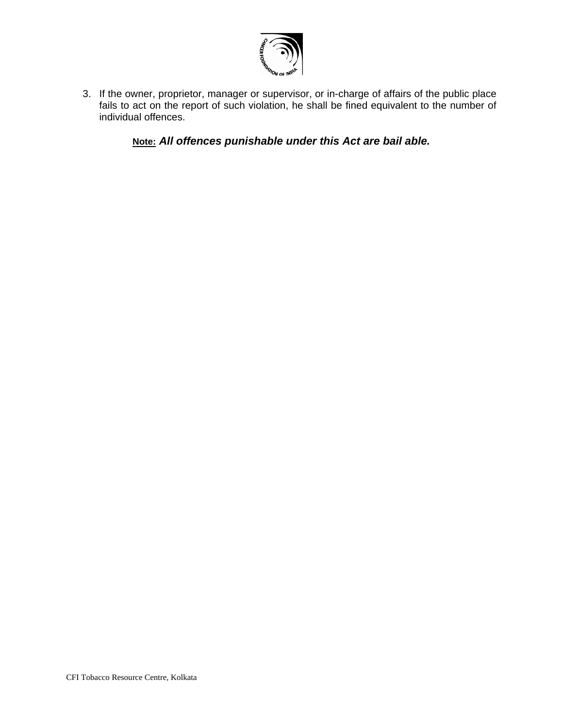3. If the owner, proprietor, manager or supervisor, or in-charge of affairs of the public place fails to act on the report of such violation, he shall be fined equivalent to the number of individual offences.

**Note:** ***All offences punishable under this Act are bail able.***